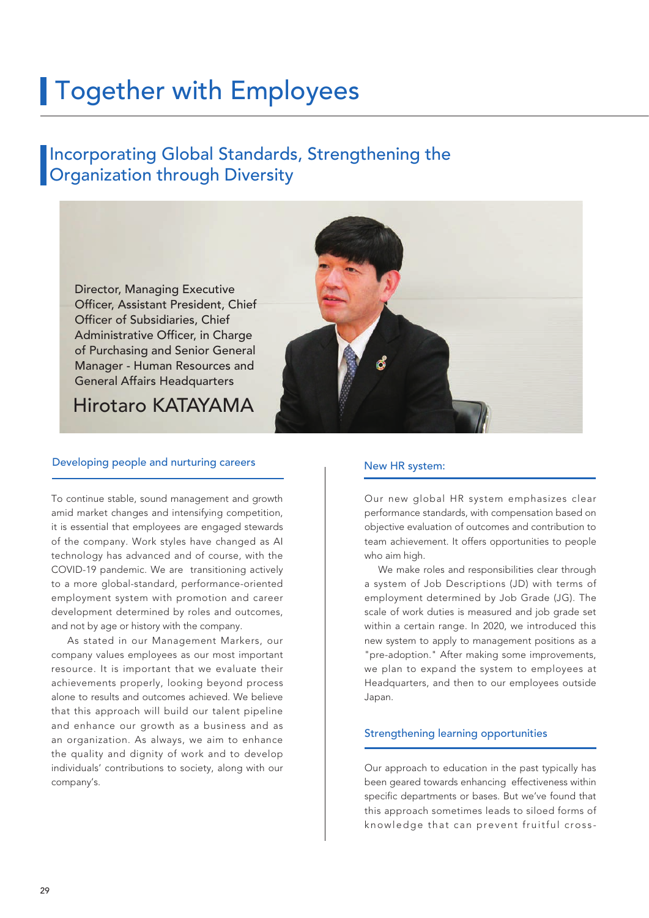# Together with Employees

## Incorporating Global Standards, Strengthening the Organization through Diversity

Director, Managing Executive Officer, Assistant President, Chief Officer of Subsidiaries, Chief Administrative Officer, in Charge of Purchasing and Senior General Manager - Human Resources and General Affairs Headquarters

Hirotaro KATAYAMA

### Developing people and nurturing careers

To continue stable, sound management and growth amid market changes and intensifying competition, it is essential that employees are engaged stewards of the company. Work styles have changed as AI technology has advanced and of course, with the COVID-19 pandemic. We are transitioning actively to a more global-standard, performance-oriented employment system with promotion and career development determined by roles and outcomes, and not by age or history with the company.

As stated in our Management Markers, our company values employees as our most important resource. It is important that we evaluate their achievements properly, looking beyond process alone to results and outcomes achieved. We believe that this approach will build our talent pipeline and enhance our growth as a business and as an organization. As always, we aim to enhance the quality and dignity of work and to develop individuals' contributions to society, along with our company's.

### New HR system:

Our new global HR system emphasizes clear performance standards, with compensation based on objective evaluation of outcomes and contribution to team achievement. It offers opportunities to people who aim high.

We make roles and responsibilities clear through a system of Job Descriptions (JD) with terms of employment determined by Job Grade (JG). The scale of work duties is measured and job grade set within a certain range. In 2020, we introduced this new system to apply to management positions as a "pre-adoption." After making some improvements, we plan to expand the system to employees at Headquarters, and then to our employees outside Japan.

### Strengthening learning opportunities

Our approach to education in the past typically has been geared towards enhancing effectiveness within specific departments or bases. But we've found that this approach sometimes leads to siloed forms of knowledge that can prevent fruitful cross-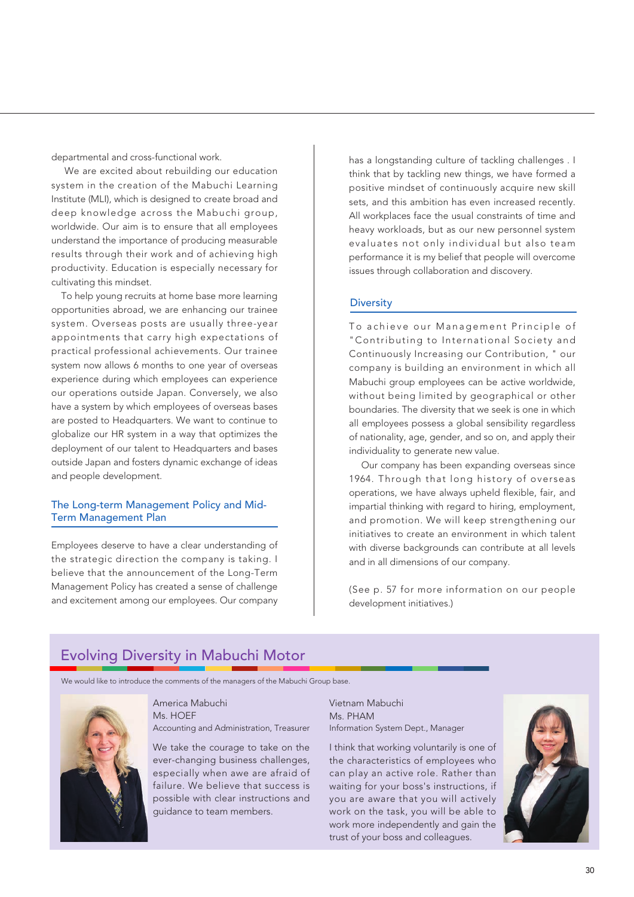departmental and cross-functional work.

We are excited about rebuilding our education system in the creation of the Mabuchi Learning Institute (MLI), which is designed to create broad and deep knowledge across the Mabuchi group, worldwide. Our aim is to ensure that all employees understand the importance of producing measurable results through their work and of achieving high productivity. Education is especially necessary for cultivating this mindset.

To help young recruits at home base more learning opportunities abroad, we are enhancing our trainee system. Overseas posts are usually three-year appointments that carry high expectations of practical professional achievements. Our trainee system now allows 6 months to one year of overseas experience during which employees can experience our operations outside Japan. Conversely, we also have a system by which employees of overseas bases are posted to Headquarters. We want to continue to globalize our HR system in a way that optimizes the deployment of our talent to Headquarters and bases outside Japan and fosters dynamic exchange of ideas and people development.

## The Long-term Management Policy and Mid-Term Management Plan

Employees deserve to have a clear understanding of the strategic direction the company is taking. I believe that the announcement of the Long-Term Management Policy has created a sense of challenge and excitement among our employees. Our company has a longstanding culture of tackling challenges . I think that by tackling new things, we have formed a positive mindset of continuously acquire new skill sets, and this ambition has even increased recently. All workplaces face the usual constraints of time and heavy workloads, but as our new personnel system evaluates not only individual but also team performance it is my belief that people will overcome issues through collaboration and discovery.

## Diversity

To achieve our Management Principle of "Contributing to International Society and Continuously Increasing our Contribution, " our company is building an environment in which all Mabuchi group employees can be active worldwide, without being limited by geographical or other boundaries. The diversity that we seek is one in which all employees possess a global sensibility regardless of nationality, age, gender, and so on, and apply their individuality to generate new value.

Our company has been expanding overseas since 1964. Through that long history of overseas operations, we have always upheld flexible, fair, and impartial thinking with regard to hiring, employment, and promotion. We will keep strengthening our initiatives to create an environment in which talent with diverse backgrounds can contribute at all levels and in all dimensions of our company.

(See p. 57 for more information on our people development initiatives.)

## Evolving Diversity in Mabuchi Motor

We would like to introduce the comments of the managers of the Mabuchi Group base.

America Mabuchi
Ms. HOEF
Accounting and Administration, Treasurer

We take the courage to take on the ever-changing business challenges, especially when awe are afraid of failure. We believe that success is possible with clear instructions and guidance to team members.

Vietnam Mabuchi
Ms. PHAM
Information System Dept., Manager

I think that working voluntarily is one of the characteristics of employees who can play an active role. Rather than waiting for your boss's instructions, if you are aware that you will actively work on the task, you will be able to work more independently and gain the trust of your boss and colleagues.